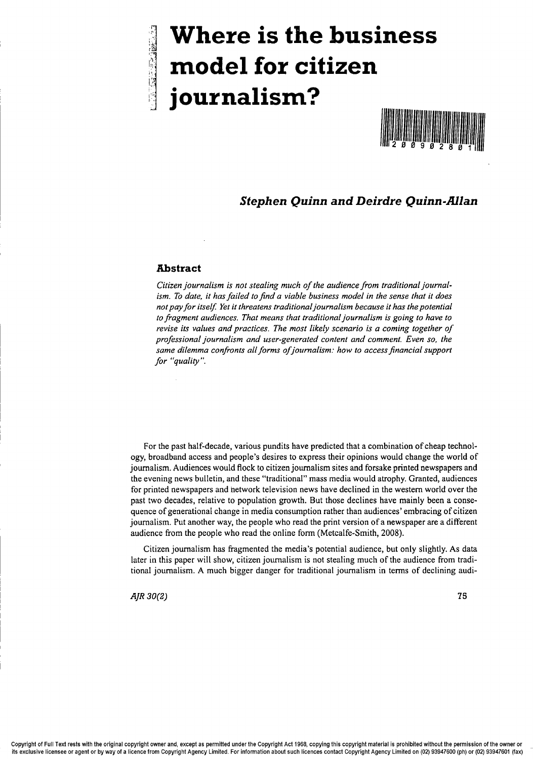# Where is the business model for citizen journalism?

***Stephen Quinn and Deirdre Quinn-Allan***

## Abstract

*Citizen journalism is not stealing much of the audience from traditional journalism. To date, it has failed to find a viable business model in the sense that it does not pay for itself. Yet it threatens traditional journalism because it has the potential to fragment audiences. That means that traditional journalism is going to have to revise its values and practices. The most likely scenario is a coming together of professional journalism and user-generated content and comment. Even so, the same dilemma confronts all forms of journalism: how to access financial support for "quality".*

For the past half-decade, various pundits have predicted that a combination of cheap technology, broadband access and people's desires to express their opinions would change the world of journalism. Audiences would flock to citizen journalism sites and forsake printed newspapers and the evening news bulletin, and these "traditional" mass media would atrophy. Granted, audiences for printed newspapers and network television news have declined in the western world over the past two decades, relative to population growth. But those declines have mainly been a consequence of generational change in media consumption rather than audiences' embracing of citizen journalism. Put another way, the people who read the print version of a newspaper are a different audience from the people who read the online form (Metcalfe-Smith, 2008).

Citizen journalism has fragmented the media's potential audience, but only slightly. As data later in this paper will show, citizen journalism is not stealing much of the audience from traditional journalism. A much bigger danger for traditional journalism in terms of declining audi-

Copyright of Full Text rests with the original copyright owner and, except as permitted under the Copyright Act 1968, copying this copyright material is prohibited without the permission of the owner or its exclusive licensee or agent or by way of a licence from Copyright Agency Limited. For information about such licences contact Copyright Agency Limited on (02) 93947600 (ph) or (02) 93947601 (fax)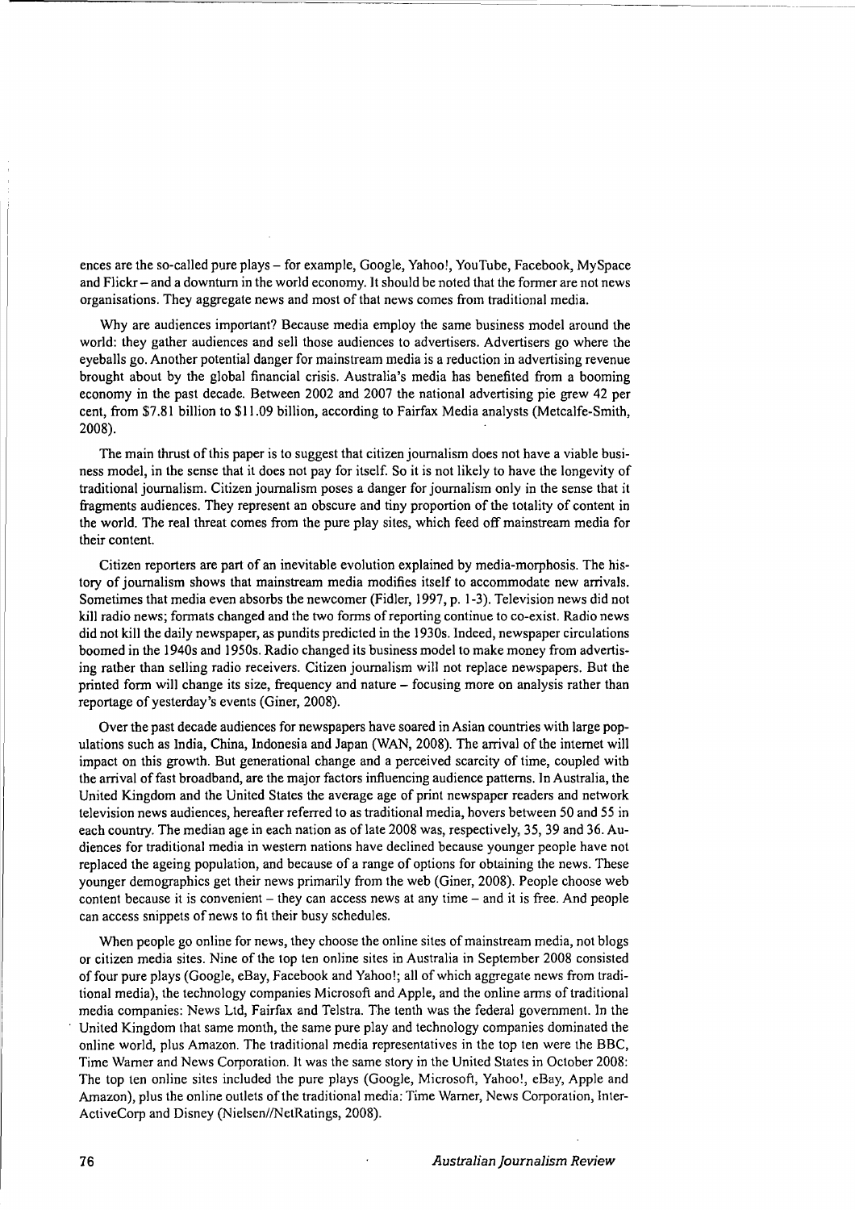ences are the so-called pure plays – for example, Google, Yahoo!, YouTube, Facebook, MySpace and Flickr – and a downturn in the world economy. It should be noted that the former are not news organisations. They aggregate news and most of that news comes from traditional media.

Why are audiences important? Because media employ the same business model around the world: they gather audiences and sell those audiences to advertisers. Advertisers go where the eyeballs go. Another potential danger for mainstream media is a reduction in advertising revenue brought about by the global financial crisis. Australia's media has benefited from a booming economy in the past decade. Between 2002 and 2007 the national advertising pie grew 42 per cent, from $7.81 billion to $11.09 billion, according to Fairfax Media analysts (Metcalfe-Smith, 2008).

The main thrust of this paper is to suggest that citizen journalism does not have a viable business model, in the sense that it does not pay for itself. So it is not likely to have the longevity of traditional journalism. Citizen journalism poses a danger for journalism only in the sense that it fragments audiences. They represent an obscure and tiny proportion of the totality of content in the world. The real threat comes from the pure play sites, which feed off mainstream media for their content.

Citizen reporters are part of an inevitable evolution explained by media-morphosis. The history of journalism shows that mainstream media modifies itself to accommodate new arrivals. Sometimes that media even absorbs the newcomer (Fidler, 1997, p. 1-3). Television news did not kill radio news; formats changed and the two forms of reporting continue to co-exist. Radio news did not kill the daily newspaper, as pundits predicted in the 1930s. Indeed, newspaper circulations boomed in the 1940s and 1950s. Radio changed its business model to make money from advertising rather than selling radio receivers. Citizen journalism will not replace newspapers. But the printed form will change its size, frequency and nature – focusing more on analysis rather than reportage of yesterday's events (Giner, 2008).

Over the past decade audiences for newspapers have soared in Asian countries with large populations such as India, China, Indonesia and Japan (WAN, 2008). The arrival of the internet will impact on this growth. But generational change and a perceived scarcity of time, coupled with the arrival of fast broadband, are the major factors influencing audience patterns. In Australia, the United Kingdom and the United States the average age of print newspaper readers and network television news audiences, hereafter referred to as traditional media, hovers between 50 and 55 in each country. The median age in each nation as of late 2008 was, respectively, 35, 39 and 36. Audiences for traditional media in western nations have declined because younger people have not replaced the ageing population, and because of a range of options for obtaining the news. These younger demographics get their news primarily from the web (Giner, 2008). People choose web content because it is convenient – they can access news at any time – and it is free. And people can access snippets of news to fit their busy schedules.

When people go online for news, they choose the online sites of mainstream media, not blogs or citizen media sites. Nine of the top ten online sites in Australia in September 2008 consisted of four pure plays (Google, eBay, Facebook and Yahoo!; all of which aggregate news from traditional media), the technology companies Microsoft and Apple, and the online arms of traditional media companies: News Ltd, Fairfax and Telstra. The tenth was the federal government. In the United Kingdom that same month, the same pure play and technology companies dominated the online world, plus Amazon. The traditional media representatives in the top ten were the BBC, Time Warner and News Corporation. It was the same story in the United States in October 2008: The top ten online sites included the pure plays (Google, Microsoft, Yahoo!, eBay, Apple and Amazon), plus the online outlets of the traditional media: Time Warner, News Corporation, InterActiveCorp and Disney (Nielsen//NetRatings, 2008).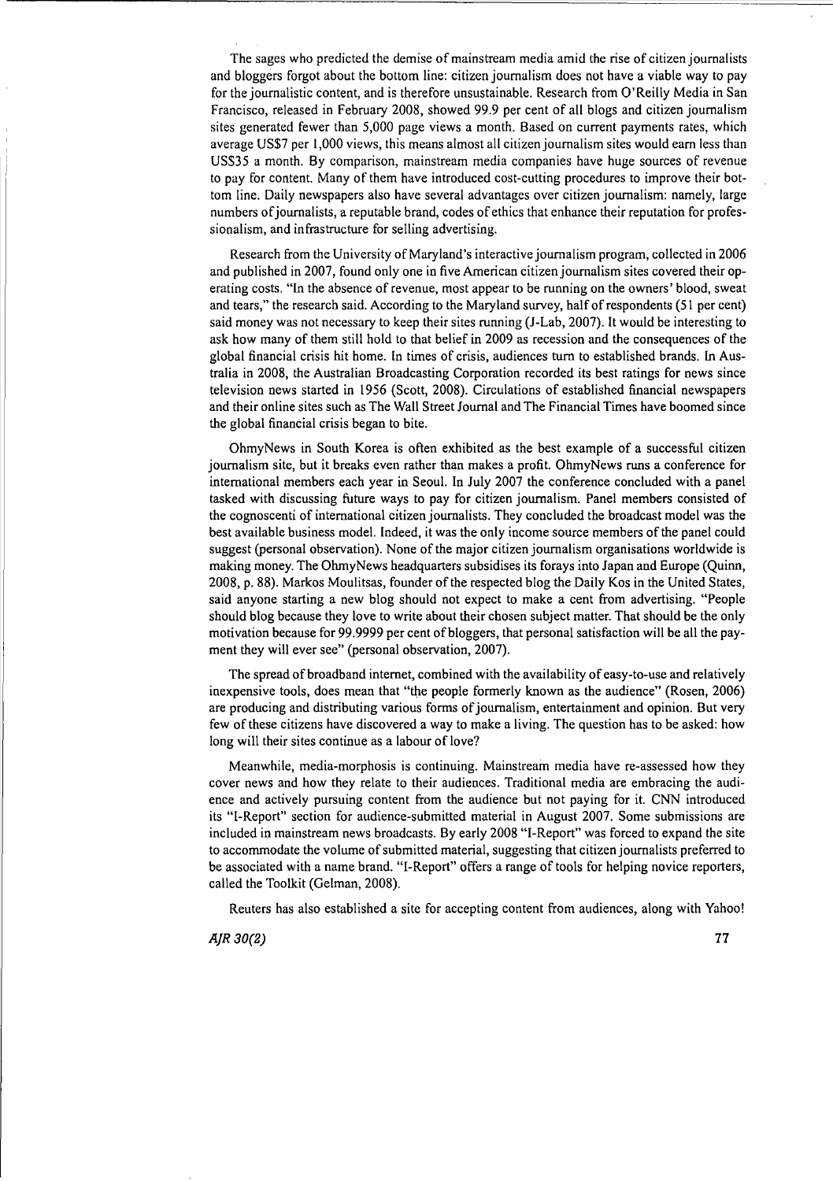The sages who predicted the demise of mainstream media amid the rise of citizen journalists and bloggers forgot about the bottom line: citizen journalism does not have a viable way to pay for the journalistic content, and is therefore unsustainable. Research from O'Reilly Media in San Francisco, released in February 2008, showed 99.9 per cent of all blogs and citizen journalism sites generated fewer than 5,000 page views a month. Based on current payments rates, which average US$7 per 1,000 views, this means almost all citizen journalism sites would earn less than US$35 a month. By comparison, mainstream media companies have huge sources of revenue to pay for content. Many of them have introduced cost-cutting procedures to improve their bottom line. Daily newspapers also have several advantages over citizen journalism: namely, large numbers of journalists, a reputable brand, codes of ethics that enhance their reputation for professionalism, and infrastructure for selling advertising.

Research from the University of Maryland's interactive journalism program, collected in 2006 and published in 2007, found only one in five American citizen journalism sites covered their operating costs. "In the absence of revenue, most appear to be running on the owners' blood, sweat and tears," the research said. According to the Maryland survey, half of respondents (51 per cent) said money was not necessary to keep their sites running (J-Lab, 2007). It would be interesting to ask how many of them still hold to that belief in 2009 as recession and the consequences of the global financial crisis hit home. In times of crisis, audiences turn to established brands. In Australia in 2008, the Australian Broadcasting Corporation recorded its best ratings for news since television news started in 1956 (Scott, 2008). Circulations of established financial newspapers and their online sites such as The Wall Street Journal and The Financial Times have boomed since the global financial crisis began to bite.

OhmyNews in South Korea is often exhibited as the best example of a successful citizen journalism site, but it breaks even rather than makes a profit. OhmyNews runs a conference for international members each year in Seoul. In July 2007 the conference concluded with a panel tasked with discussing future ways to pay for citizen journalism. Panel members consisted of the cognoscenti of international citizen journalists. They concluded the broadcast model was the best available business model. Indeed, it was the only income source members of the panel could suggest (personal observation). None of the major citizen journalism organisations worldwide is making money. The OhmyNews headquarters subsidises its forays into Japan and Europe (Quinn, 2008, p. 88). Markos Moulitsas, founder of the respected blog the Daily Kos in the United States, said anyone starting a new blog should not expect to make a cent from advertising. "People should blog because they love to write about their chosen subject matter. That should be the only motivation because for 99.9999 per cent of bloggers, that personal satisfaction will be all the payment they will ever see" (personal observation, 2007).

The spread of broadband internet, combined with the availability of easy-to-use and relatively inexpensive tools, does mean that "the people formerly known as the audience" (Rosen, 2006) are producing and distributing various forms of journalism, entertainment and opinion. But very few of these citizens have discovered a way to make a living. The question has to be asked: how long will their sites continue as a labour of love?

Meanwhile, media-morphosis is continuing. Mainstream media have re-assessed how they cover news and how they relate to their audiences. Traditional media are embracing the audience and actively pursuing content from the audience but not paying for it. CNN introduced its "I-Report" section for audience-submitted material in August 2007. Some submissions are included in mainstream news broadcasts. By early 2008 "I-Report" was forced to expand the site to accommodate the volume of submitted material, suggesting that citizen journalists preferred to be associated with a name brand. "I-Report" offers a range of tools for helping novice reporters, called the Toolkit (Gelman, 2008).

Reuters has also established a site for accepting content from audiences, along with Yahoo!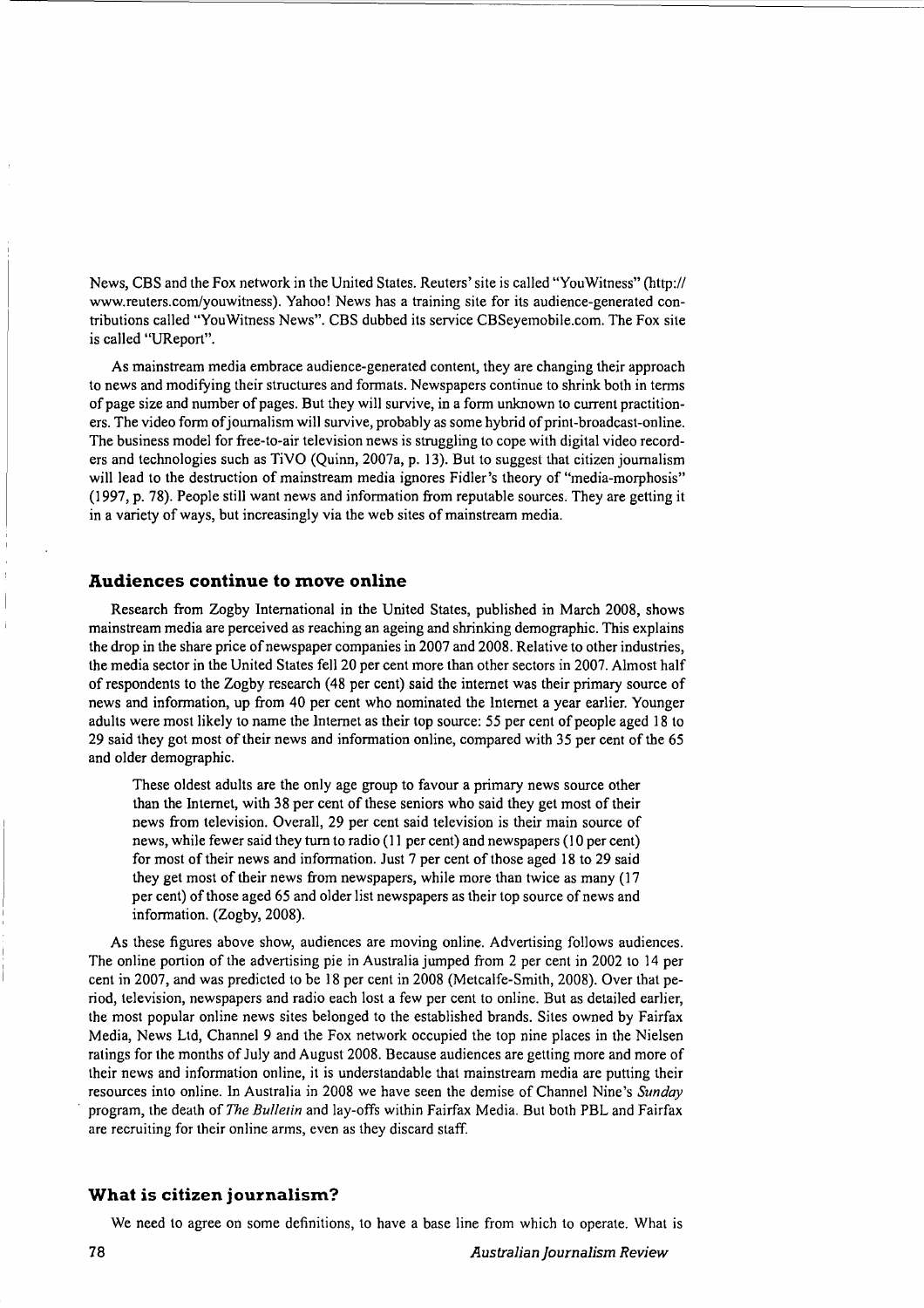News, CBS and the Fox network in the United States. Reuters' site is called "YouWitness" (http://www.reuters.com/youwitness). Yahoo! News has a training site for its audience-generated contributions called "YouWitness News". CBS dubbed its service CBSeyemobile.com. The Fox site is called "UReport".

As mainstream media embrace audience-generated content, they are changing their approach to news and modifying their structures and formats. Newspapers continue to shrink both in terms of page size and number of pages. But they will survive, in a form unknown to current practitioners. The video form of journalism will survive, probably as some hybrid of print-broadcast-online. The business model for free-to-air television news is struggling to cope with digital video recorders and technologies such as TiVO (Quinn, 2007a, p. 13). But to suggest that citizen journalism will lead to the destruction of mainstream media ignores Fidler's theory of "media-morphosis" (1997, p. 78). People still want news and information from reputable sources. They are getting it in a variety of ways, but increasingly via the web sites of mainstream media.

## Audiences continue to move online

Research from Zogby International in the United States, published in March 2008, shows mainstream media are perceived as reaching an ageing and shrinking demographic. This explains the drop in the share price of newspaper companies in 2007 and 2008. Relative to other industries, the media sector in the United States fell 20 per cent more than other sectors in 2007. Almost half of respondents to the Zogby research (48 per cent) said the internet was their primary source of news and information, up from 40 per cent who nominated the Internet a year earlier. Younger adults were most likely to name the Internet as their top source: 55 per cent of people aged 18 to 29 said they got most of their news and information online, compared with 35 per cent of the 65 and older demographic.

> These oldest adults are the only age group to favour a primary news source other than the Internet, with 38 per cent of these seniors who said they get most of their news from television. Overall, 29 per cent said television is their main source of news, while fewer said they turn to radio (11 per cent) and newspapers (10 per cent) for most of their news and information. Just 7 per cent of those aged 18 to 29 said they get most of their news from newspapers, while more than twice as many (17 per cent) of those aged 65 and older list newspapers as their top source of news and information. (Zogby, 2008).

As these figures above show, audiences are moving online. Advertising follows audiences. The online portion of the advertising pie in Australia jumped from 2 per cent in 2002 to 14 per cent in 2007, and was predicted to be 18 per cent in 2008 (Metcalfe-Smith, 2008). Over that period, television, newspapers and radio each lost a few per cent to online. But as detailed earlier, the most popular online news sites belonged to the established brands. Sites owned by Fairfax Media, News Ltd, Channel 9 and the Fox network occupied the top nine places in the Nielsen ratings for the months of July and August 2008. Because audiences are getting more and more of their news and information online, it is understandable that mainstream media are putting their resources into online. In Australia in 2008 we have seen the demise of Channel Nine's *Sunday* program, the death of *The Bulletin* and lay-offs within Fairfax Media. But both PBL and Fairfax are recruiting for their online arms, even as they discard staff.

## What is citizen journalism?

We need to agree on some definitions, to have a base line from which to operate. What is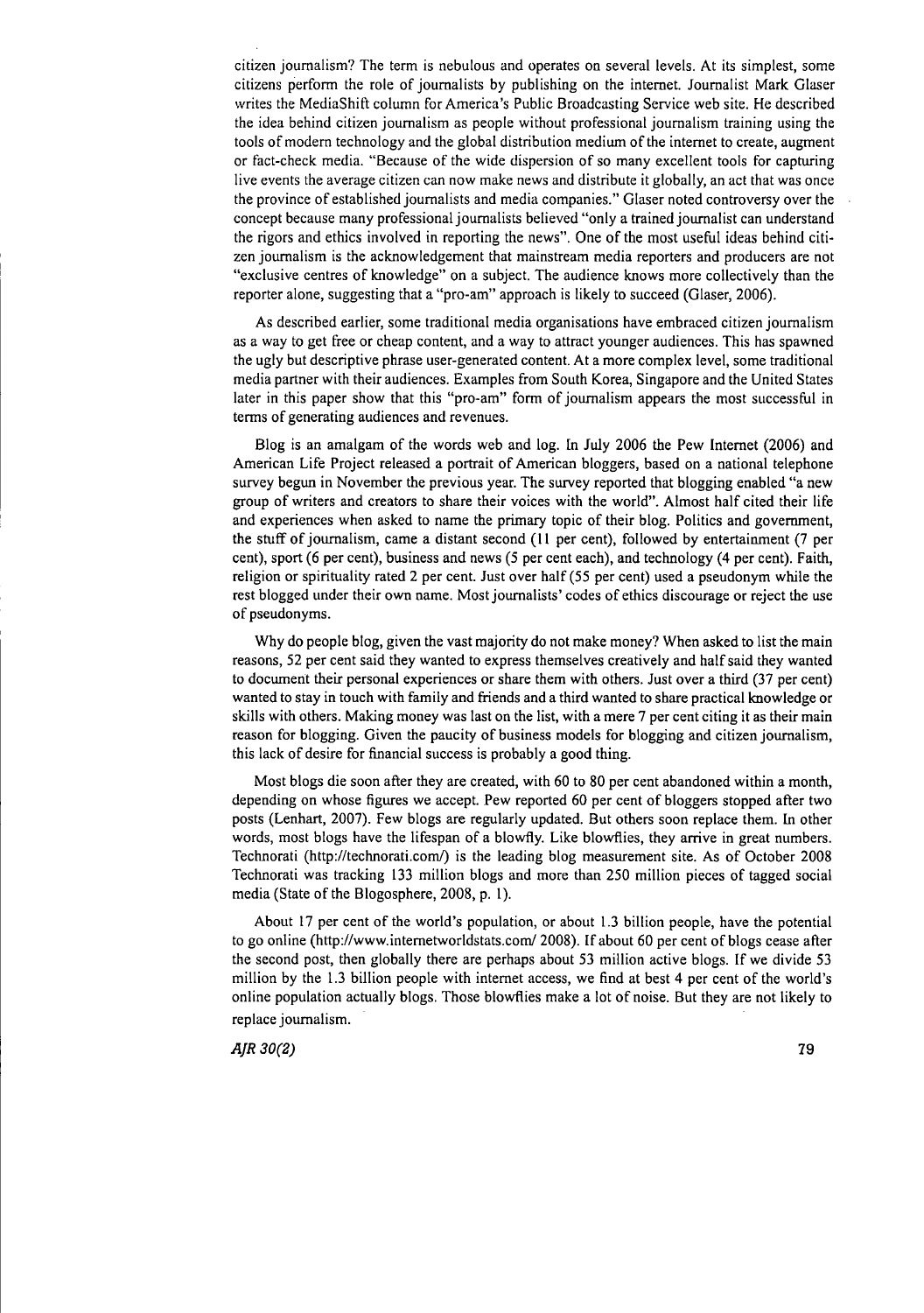citizen journalism? The term is nebulous and operates on several levels. At its simplest, some citizens perform the role of journalists by publishing on the internet. Journalist Mark Glaser writes the MediaShift column for America's Public Broadcasting Service web site. He described the idea behind citizen journalism as people without professional journalism training using the tools of modern technology and the global distribution medium of the internet to create, augment or fact-check media. "Because of the wide dispersion of so many excellent tools for capturing live events the average citizen can now make news and distribute it globally, an act that was once the province of established journalists and media companies." Glaser noted controversy over the concept because many professional journalists believed "only a trained journalist can understand the rigors and ethics involved in reporting the news". One of the most useful ideas behind citizen journalism is the acknowledgement that mainstream media reporters and producers are not "exclusive centres of knowledge" on a subject. The audience knows more collectively than the reporter alone, suggesting that a "pro-am" approach is likely to succeed (Glaser, 2006).

As described earlier, some traditional media organisations have embraced citizen journalism as a way to get free or cheap content, and a way to attract younger audiences. This has spawned the ugly but descriptive phrase user-generated content. At a more complex level, some traditional media partner with their audiences. Examples from South Korea, Singapore and the United States later in this paper show that this "pro-am" form of journalism appears the most successful in terms of generating audiences and revenues.

Blog is an amalgam of the words web and log. In July 2006 the Pew Internet (2006) and American Life Project released a portrait of American bloggers, based on a national telephone survey begun in November the previous year. The survey reported that blogging enabled "a new group of writers and creators to share their voices with the world". Almost half cited their life and experiences when asked to name the primary topic of their blog. Politics and government, the stuff of journalism, came a distant second (11 per cent), followed by entertainment (7 per cent), sport (6 per cent), business and news (5 per cent each), and technology (4 per cent). Faith, religion or spirituality rated 2 per cent. Just over half (55 per cent) used a pseudonym while the rest blogged under their own name. Most journalists' codes of ethics discourage or reject the use of pseudonyms.

Why do people blog, given the vast majority do not make money? When asked to list the main reasons, 52 per cent said they wanted to express themselves creatively and half said they wanted to document their personal experiences or share them with others. Just over a third (37 per cent) wanted to stay in touch with family and friends and a third wanted to share practical knowledge or skills with others. Making money was last on the list, with a mere 7 per cent citing it as their main reason for blogging. Given the paucity of business models for blogging and citizen journalism, this lack of desire for financial success is probably a good thing.

Most blogs die soon after they are created, with 60 to 80 per cent abandoned within a month, depending on whose figures we accept. Pew reported 60 per cent of bloggers stopped after two posts (Lenhart, 2007). Few blogs are regularly updated. But others soon replace them. In other words, most blogs have the lifespan of a blowfly. Like blowflies, they arrive in great numbers. Technorati (http://technorati.com/) is the leading blog measurement site. As of October 2008 Technorati was tracking 133 million blogs and more than 250 million pieces of tagged social media (State of the Blogosphere, 2008, p. 1).

About 17 per cent of the world's population, or about 1.3 billion people, have the potential to go online (http://www.internetworldstats.com/ 2008). If about 60 per cent of blogs cease after the second post, then globally there are perhaps about 53 million active blogs. If we divide 53 million by the 1.3 billion people with internet access, we find at best 4 per cent of the world's online population actually blogs. Those blowflies make a lot of noise. But they are not likely to replace journalism.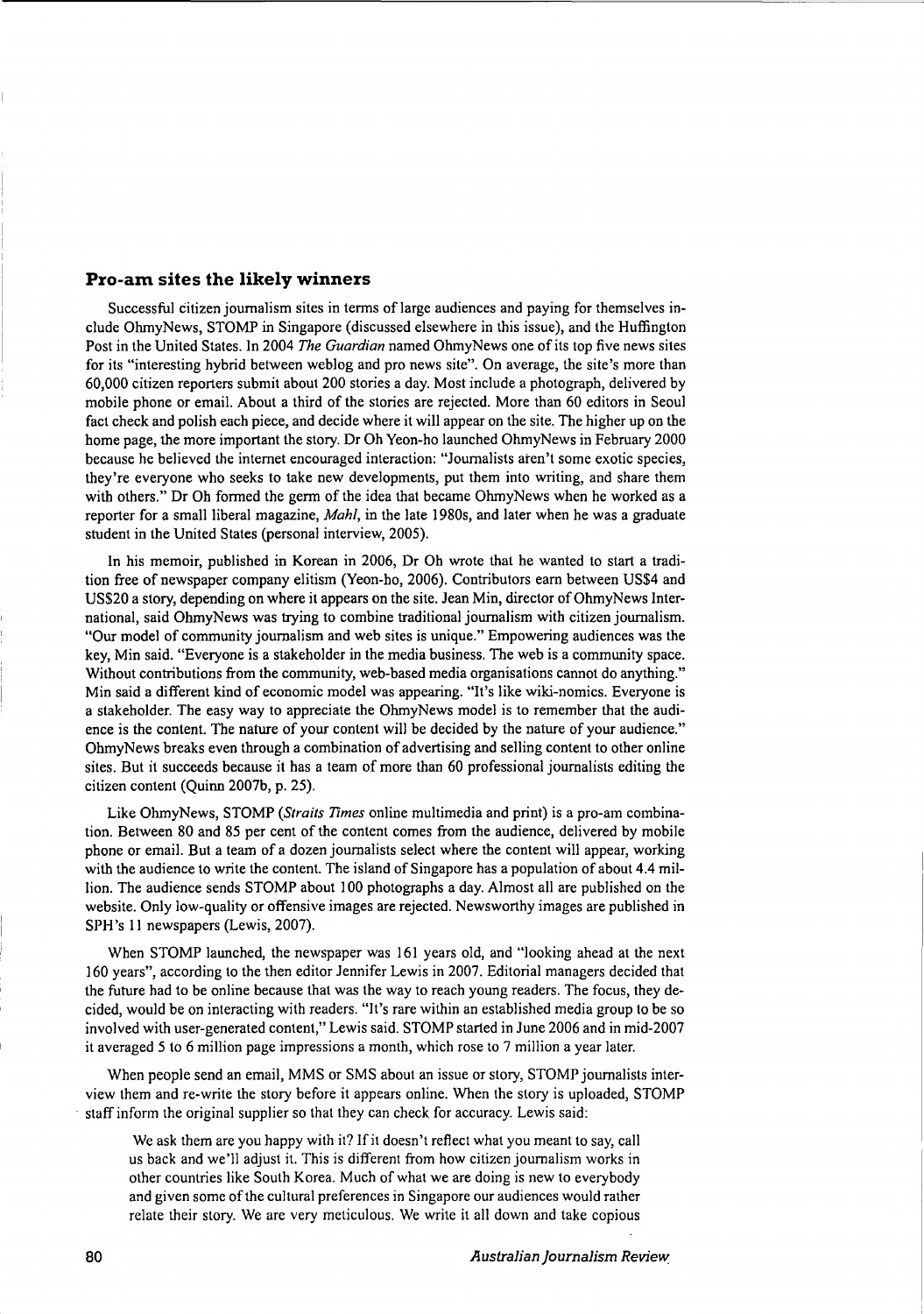## Pro-am sites the likely winners

Successful citizen journalism sites in terms of large audiences and paying for themselves include OhmyNews, STOMP in Singapore (discussed elsewhere in this issue), and the Huffington Post in the United States. In 2004 *The Guardian* named OhmyNews one of its top five news sites for its "interesting hybrid between weblog and pro news site". On average, the site's more than 60,000 citizen reporters submit about 200 stories a day. Most include a photograph, delivered by mobile phone or email. About a third of the stories are rejected. More than 60 editors in Seoul fact check and polish each piece, and decide where it will appear on the site. The higher up on the home page, the more important the story. Dr Oh Yeon-ho launched OhmyNews in February 2000 because he believed the internet encouraged interaction: "Journalists aren't some exotic species, they're everyone who seeks to take new developments, put them into writing, and share them with others." Dr Oh formed the germ of the idea that became OhmyNews when he worked as a reporter for a small liberal magazine, *Mahl*, in the late 1980s, and later when he was a graduate student in the United States (personal interview, 2005).

In his memoir, published in Korean in 2006, Dr Oh wrote that he wanted to start a tradition free of newspaper company elitism (Yeon-ho, 2006). Contributors earn between US$4 and US$20 a story, depending on where it appears on the site. Jean Min, director of OhmyNews International, said OhmyNews was trying to combine traditional journalism with citizen journalism. "Our model of community journalism and web sites is unique." Empowering audiences was the key, Min said. "Everyone is a stakeholder in the media business. The web is a community space. Without contributions from the community, web-based media organisations cannot do anything." Min said a different kind of economic model was appearing. "It's like wiki-nomics. Everyone is a stakeholder. The easy way to appreciate the OhmyNews model is to remember that the audience is the content. The nature of your content will be decided by the nature of your audience." OhmyNews breaks even through a combination of advertising and selling content to other online sites. But it succeeds because it has a team of more than 60 professional journalists editing the citizen content (Quinn 2007b, p. 25).

Like OhmyNews, STOMP (*Straits Times* online multimedia and print) is a pro-am combination. Between 80 and 85 per cent of the content comes from the audience, delivered by mobile phone or email. But a team of a dozen journalists select where the content will appear, working with the audience to write the content. The island of Singapore has a population of about 4.4 million. The audience sends STOMP about 100 photographs a day. Almost all are published on the website. Only low-quality or offensive images are rejected. Newsworthy images are published in SPH's 11 newspapers (Lewis, 2007).

When STOMP launched, the newspaper was 161 years old, and "looking ahead at the next 160 years", according to the then editor Jennifer Lewis in 2007. Editorial managers decided that the future had to be online because that was the way to reach young readers. The focus, they decided, would be on interacting with readers. "It's rare within an established media group to be so involved with user-generated content," Lewis said. STOMP started in June 2006 and in mid-2007 it averaged 5 to 6 million page impressions a month, which rose to 7 million a year later.

When people send an email, MMS or SMS about an issue or story, STOMP journalists interview them and re-write the story before it appears online. When the story is uploaded, STOMP staff inform the original supplier so that they can check for accuracy. Lewis said:

> We ask them are you happy with it? If it doesn't reflect what you meant to say, call us back and we'll adjust it. This is different from how citizen journalism works in other countries like South Korea. Much of what we are doing is new to everybody and given some of the cultural preferences in Singapore our audiences would rather relate their story. We are very meticulous. We write it all down and take copious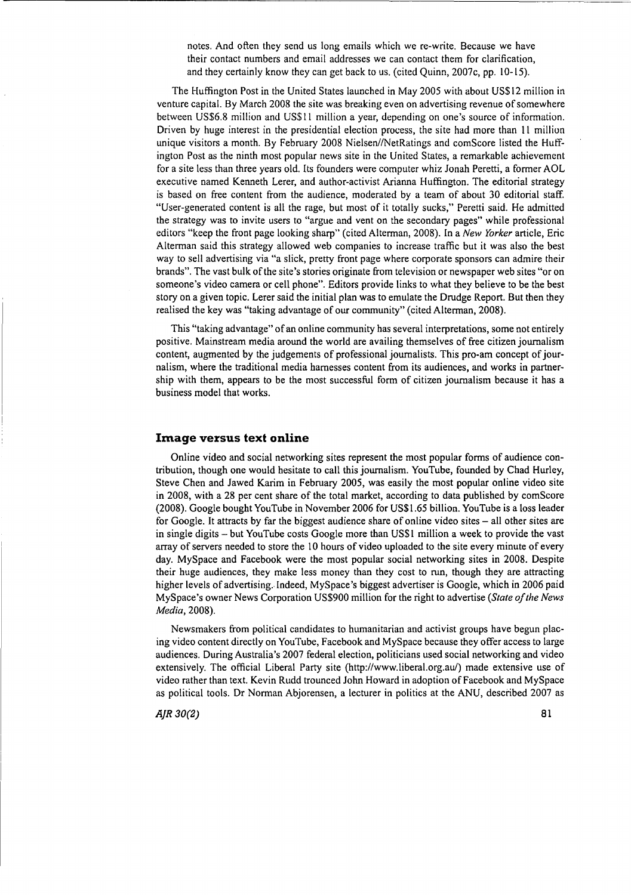notes. And often they send us long emails which we re-write. Because we have their contact numbers and email addresses we can contact them for clarification, and they certainly know they can get back to us. (cited Quinn, 2007c, pp. 10-15).

The Huffington Post in the United States launched in May 2005 with about US$12 million in venture capital. By March 2008 the site was breaking even on advertising revenue of somewhere between US$6.8 million and US$11 million a year, depending on one's source of information. Driven by huge interest in the presidential election process, the site had more than 11 million unique visitors a month. By February 2008 Nielsen//NetRatings and comScore listed the Huffington Post as the ninth most popular news site in the United States, a remarkable achievement for a site less than three years old. Its founders were computer whiz Jonah Peretti, a former AOL executive named Kenneth Lerer, and author-activist Arianna Huffington. The editorial strategy is based on free content from the audience, moderated by a team of about 30 editorial staff. "User-generated content is all the rage, but most of it totally sucks," Peretti said. He admitted the strategy was to invite users to "argue and vent on the secondary pages" while professional editors "keep the front page looking sharp" (cited Alterman, 2008). In a *New Yorker* article, Eric Alterman said this strategy allowed web companies to increase traffic but it was also the best way to sell advertising via "a slick, pretty front page where corporate sponsors can admire their brands". The vast bulk of the site's stories originate from television or newspaper web sites "or on someone's video camera or cell phone". Editors provide links to what they believe to be the best story on a given topic. Lerer said the initial plan was to emulate the Drudge Report. But then they realised the key was "taking advantage of our community" (cited Alterman, 2008).

This "taking advantage" of an online community has several interpretations, some not entirely positive. Mainstream media around the world are availing themselves of free citizen journalism content, augmented by the judgements of professional journalists. This pro-am concept of journalism, where the traditional media harnesses content from its audiences, and works in partnership with them, appears to be the most successful form of citizen journalism because it has a business model that works.

## Image versus text online

Online video and social networking sites represent the most popular forms of audience contribution, though one would hesitate to call this journalism. YouTube, founded by Chad Hurley, Steve Chen and Jawed Karim in February 2005, was easily the most popular online video site in 2008, with a 28 per cent share of the total market, according to data published by comScore (2008). Google bought YouTube in November 2006 for US$1.65 billion. YouTube is a loss leader for Google. It attracts by far the biggest audience share of online video sites – all other sites are in single digits – but YouTube costs Google more than US$1 million a week to provide the vast array of servers needed to store the 10 hours of video uploaded to the site every minute of every day. MySpace and Facebook were the most popular social networking sites in 2008. Despite their huge audiences, they make less money than they cost to run, though they are attracting higher levels of advertising. Indeed, MySpace's biggest advertiser is Google, which in 2006 paid MySpace's owner News Corporation US$900 million for the right to advertise (*State of the News Media*, 2008).

Newsmakers from political candidates to humanitarian and activist groups have begun placing video content directly on YouTube, Facebook and MySpace because they offer access to large audiences. During Australia's 2007 federal election, politicians used social networking and video extensively. The official Liberal Party site (http://www.liberal.org.au/) made extensive use of video rather than text. Kevin Rudd trounced John Howard in adoption of Facebook and MySpace as political tools. Dr Norman Abjorensen, a lecturer in politics at the ANU, described 2007 as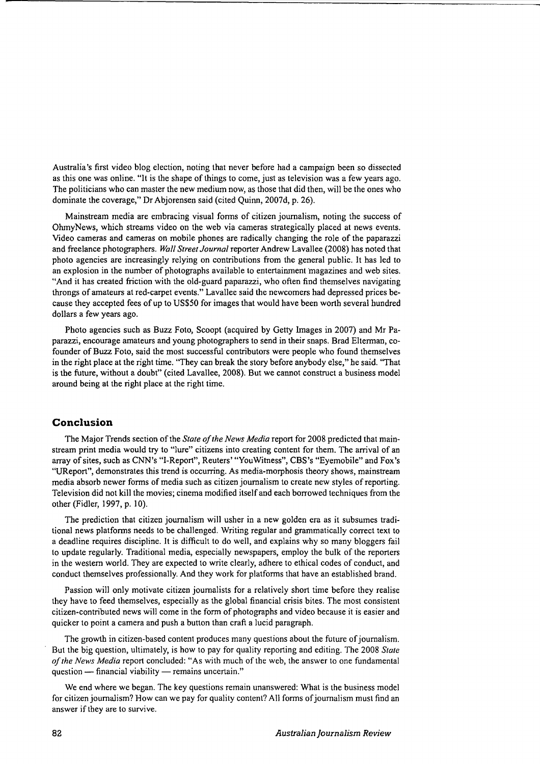Australia's first video blog election, noting that never before had a campaign been so dissected as this one was online. "It is the shape of things to come, just as television was a few years ago. The politicians who can master the new medium now, as those that did then, will be the ones who dominate the coverage," Dr Abjorensen said (cited Quinn, 2007d, p. 26).

Mainstream media are embracing visual forms of citizen journalism, noting the success of OhmyNews, which streams video on the web via cameras strategically placed at news events. Video cameras and cameras on mobile phones are radically changing the role of the paparazzi and freelance photographers. *Wall Street Journal* reporter Andrew Lavallee (2008) has noted that photo agencies are increasingly relying on contributions from the general public. It has led to an explosion in the number of photographs available to entertainment magazines and web sites. "And it has created friction with the old-guard paparazzi, who often find themselves navigating throngs of amateurs at red-carpet events." Lavallee said the newcomers had depressed prices because they accepted fees of up to US$50 for images that would have been worth several hundred dollars a few years ago.

Photo agencies such as Buzz Foto, Scoopt (acquired by Getty Images in 2007) and Mr Paparazzi, encourage amateurs and young photographers to send in their snaps. Brad Elterman, co-founder of Buzz Foto, said the most successful contributors were people who found themselves in the right place at the right time. "They can break the story before anybody else," he said. "That is the future, without a doubt" (cited Lavallee, 2008). But we cannot construct a business model around being at the right place at the right time.

## Conclusion

The Major Trends section of the *State of the News Media* report for 2008 predicted that mainstream print media would try to "lure" citizens into creating content for them. The arrival of an array of sites, such as CNN's "I-Report", Reuters' "YouWitness", CBS's "Eyemobile" and Fox's "UReport", demonstrates this trend is occurring. As media-morphosis theory shows, mainstream media absorb newer forms of media such as citizen journalism to create new styles of reporting. Television did not kill the movies; cinema modified itself and each borrowed techniques from the other (Fidler, 1997, p. 10).

The prediction that citizen journalism will usher in a new golden era as it subsumes traditional news platforms needs to be challenged. Writing regular and grammatically correct text to a deadline requires discipline. It is difficult to do well, and explains why so many bloggers fail to update regularly. Traditional media, especially newspapers, employ the bulk of the reporters in the western world. They are expected to write clearly, adhere to ethical codes of conduct, and conduct themselves professionally. And they work for platforms that have an established brand.

Passion will only motivate citizen journalists for a relatively short time before they realise they have to feed themselves, especially as the global financial crisis bites. The most consistent citizen-contributed news will come in the form of photographs and video because it is easier and quicker to point a camera and push a button than craft a lucid paragraph.

The growth in citizen-based content produces many questions about the future of journalism. But the big question, ultimately, is how to pay for quality reporting and editing. The 2008 *State of the News Media* report concluded: "As with much of the web, the answer to one fundamental question — financial viability — remains uncertain."

We end where we began. The key questions remain unanswered: What is the business model for citizen journalism? How can we pay for quality content? All forms of journalism must find an answer if they are to survive.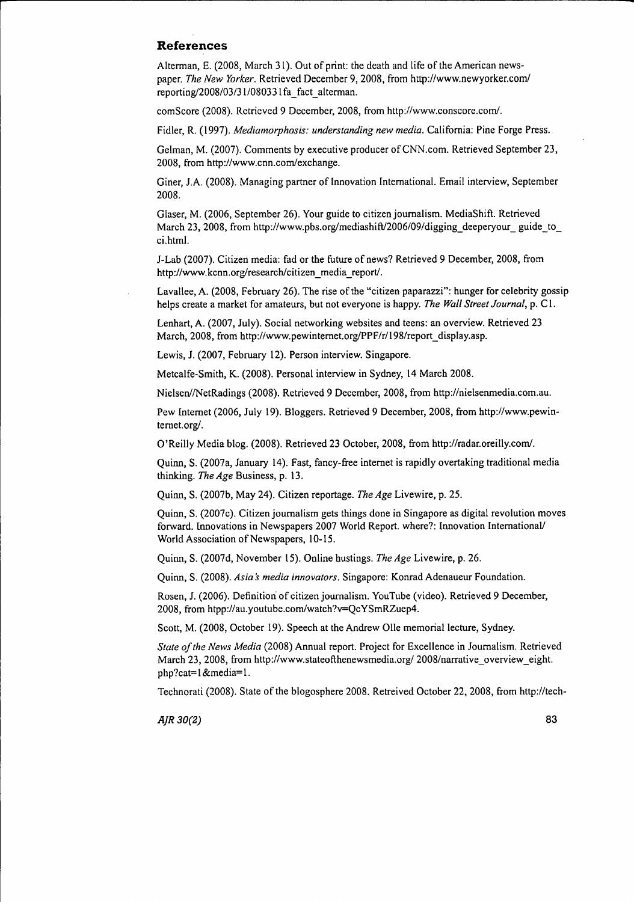## References

Alterman, E. (2008, March 31). Out of print: the death and life of the American newspaper. *The New Yorker*. Retrieved December 9, 2008, from http://www.newyorker.com/reporting/2008/03/31/080331fa_fact_alterman.

comScore (2008). Retrieved 9 December, 2008, from http://www.conscore.com/.

Fidler, R. (1997). *Mediamorphosis: understanding new media*. California: Pine Forge Press.

Gelman, M. (2007). Comments by executive producer of CNN.com. Retrieved September 23, 2008, from http://www.cnn.com/exchange.

Giner, J.A. (2008). Managing partner of Innovation International. Email interview, September 2008.

Glaser, M. (2006, September 26). Your guide to citizen journalism. MediaShift. Retrieved March 23, 2008, from http://www.pbs.org/mediashift/2006/09/digging_deeperyour_ guide_to_ci.html.

J-Lab (2007). Citizen media: fad or the future of news? Retrieved 9 December, 2008, from http://www.kcnn.org/research/citizen_media_report/.

Lavallee, A. (2008, February 26). The rise of the "citizen paparazzi": hunger for celebrity gossip helps create a market for amateurs, but not everyone is happy. *The Wall Street Journal*, p. C1.

Lenhart, A. (2007, July). Social networking websites and teens: an overview. Retrieved 23 March, 2008, from http://www.pewinternet.org/PPF/r/198/report_display.asp.

Lewis, J. (2007, February 12). Person interview. Singapore.

Metcalfe-Smith, K. (2008). Personal interview in Sydney, 14 March 2008.

Nielsen//NetRadings (2008). Retrieved 9 December, 2008, from http://nielsenmedia.com.au.

Pew Internet (2006, July 19). Bloggers. Retrieved 9 December, 2008, from http://www.pewinternet.org/.

O'Reilly Media blog. (2008). Retrieved 23 October, 2008, from http://radar.oreilly.com/.

Quinn, S. (2007a, January 14). Fast, fancy-free internet is rapidly overtaking traditional media thinking. *The Age* Business, p. 13.

Quinn, S. (2007b, May 24). Citizen reportage. *The Age* Livewire, p. 25.

Quinn, S. (2007c). Citizen journalism gets things done in Singapore as digital revolution moves forward. Innovations in Newspapers 2007 World Report. where?: Innovation International/ World Association of Newspapers, 10-15.

Quinn, S. (2007d, November 15). Online hustings. *The Age* Livewire, p. 26.

Quinn, S. (2008). *Asia's media innovators*. Singapore: Konrad Adenaueur Foundation.

Rosen, J. (2006). Definition of citizen journalism. YouTube (video). Retrieved 9 December, 2008, from htpp://au.youtube.com/watch?v=QcYSmRZuep4.

Scott, M. (2008, October 19). Speech at the Andrew Olle memorial lecture, Sydney.

*State of the News Media* (2008) Annual report. Project for Excellence in Journalism. Retrieved March 23, 2008, from http://www.stateofthenewsmedia.org/ 2008/narrative_overview_eight.php?cat=1&media=1.

Technorati (2008). State of the blogosphere 2008. Retreived October 22, 2008, from http://tech-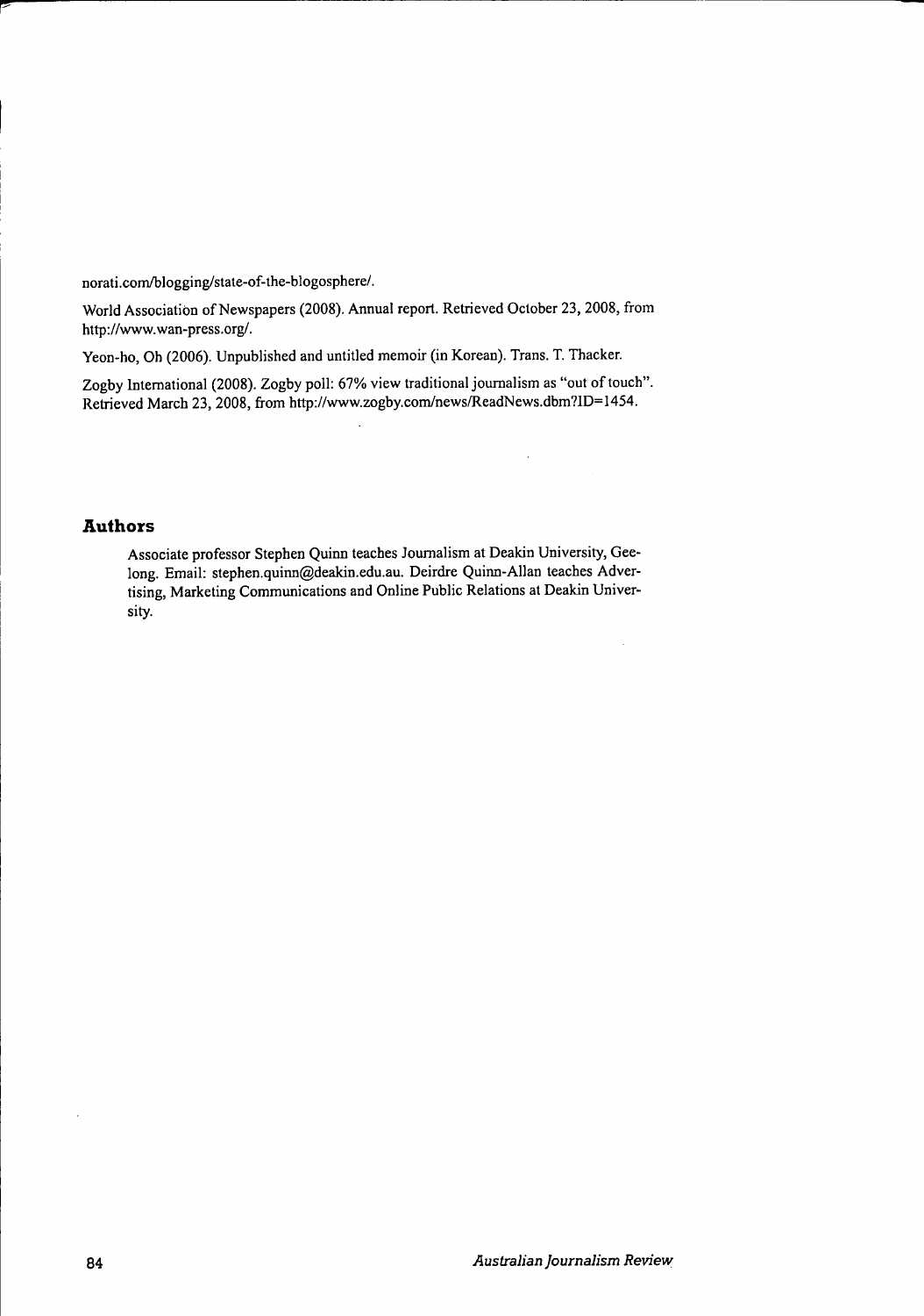norati.com/blogging/state-of-the-blogosphere/.

World Association of Newspapers (2008). Annual report. Retrieved October 23, 2008, from http://www.wan-press.org/.

Yeon-ho, Oh (2006). Unpublished and untitled memoir (in Korean). Trans. T. Thacker.

Zogby International (2008). Zogby poll: 67% view traditional journalism as "out of touch". Retrieved March 23, 2008, from http://www.zogby.com/news/ReadNews.dbm?ID=1454.

## Authors

Associate professor Stephen Quinn teaches Journalism at Deakin University, Geelong. Email: stephen.quinn@deakin.edu.au. Deirdre Quinn-Allan teaches Advertising, Marketing Communications and Online Public Relations at Deakin University.